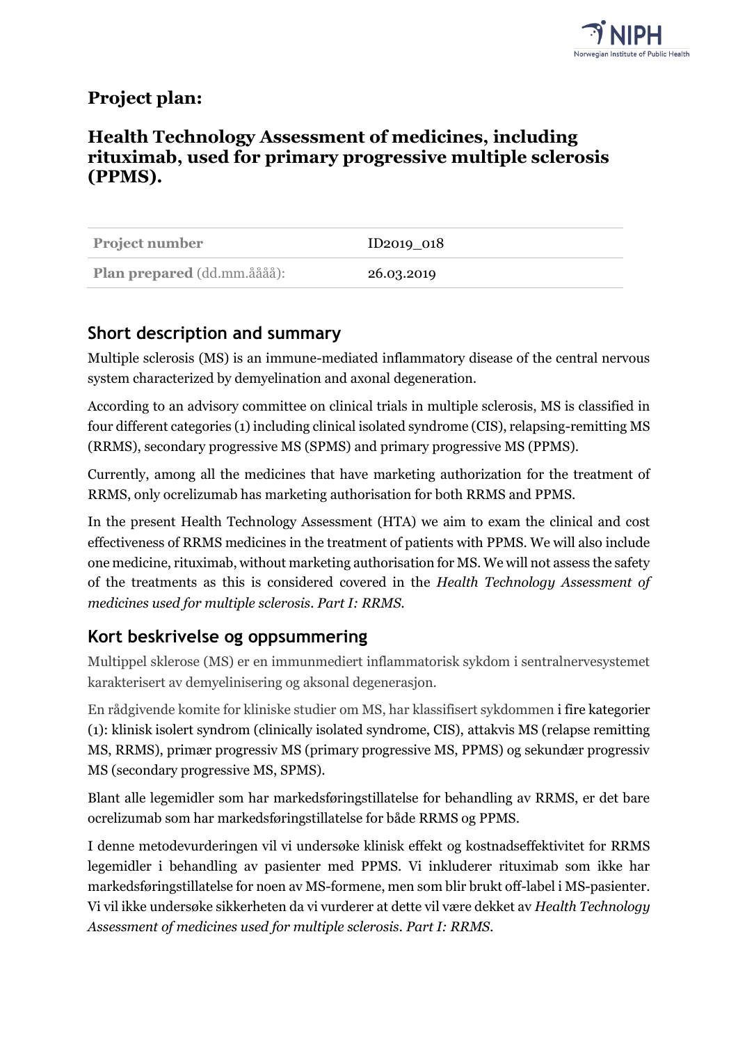## Project plan:

## Health Technology Assessment of medicines, including rituximab, used for primary progressive multiple sclerosis (PPMS).

| | |
|---|---|
| **Project number** | ID2019_018 |
| **Plan prepared** (dd.mm.åååå): | 26.03.2019 |

### Short description and summary

Multiple sclerosis (MS) is an immune-mediated inflammatory disease of the central nervous system characterized by demyelination and axonal degeneration.

According to an advisory committee on clinical trials in multiple sclerosis, MS is classified in four different categories (1) including clinical isolated syndrome (CIS), relapsing-remitting MS (RRMS), secondary progressive MS (SPMS) and primary progressive MS (PPMS).

Currently, among all the medicines that have marketing authorization for the treatment of RRMS, only ocrelizumab has marketing authorisation for both RRMS and PPMS.

In the present Health Technology Assessment (HTA) we aim to exam the clinical and cost effectiveness of RRMS medicines in the treatment of patients with PPMS. We will also include one medicine, rituximab, without marketing authorisation for MS. We will not assess the safety of the treatments as this is considered covered in the *Health Technology Assessment of medicines used for multiple sclerosis. Part I: RRMS.*

### Kort beskrivelse og oppsummering

Multippel sklerose (MS) er en immunmediert inflammatorisk sykdom i sentralnervesystemet karakterisert av demyelinisering og aksonal degenerasjon.

En rådgivende komite for kliniske studier om MS, har klassifisert sykdommen i fire kategorier (1): klinisk isolert syndrom (clinically isolated syndrome, CIS), attakvis MS (relapse remitting MS, RRMS), primær progressiv MS (primary progressive MS, PPMS) og sekundær progressiv MS (secondary progressive MS, SPMS).

Blant alle legemidler som har markedsføringstillatelse for behandling av RRMS, er det bare ocrelizumab som har markedsføringstillatelse for både RRMS og PPMS.

I denne metodevurderingen vil vi undersøke klinisk effekt og kostnadseffektivitet for RRMS legemidler i behandling av pasienter med PPMS. Vi inkluderer rituximab som ikke har markedsføringstillatelse for noen av MS-formene, men som blir brukt off-label i MS-pasienter. Vi vil ikke undersøke sikkerheten da vi vurderer at dette vil være dekket av *Health Technology Assessment of medicines used for multiple sclerosis. Part I: RRMS.*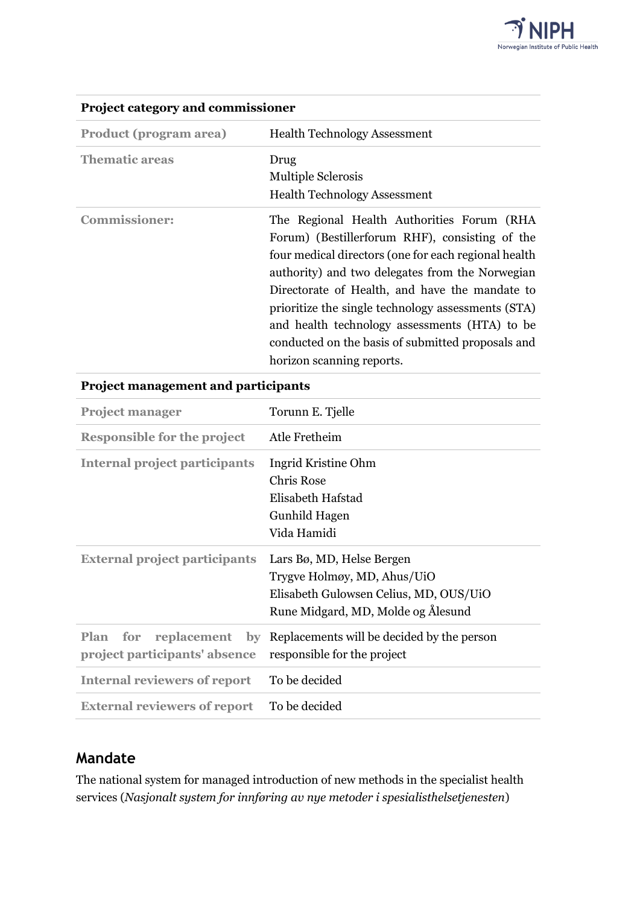| Project category and commissioner | |
|---|---|
| Product (program area) | Health Technology Assessment |
| Thematic areas | Drug<br>Multiple Sclerosis<br>Health Technology Assessment |
| Commissioner: | The Regional Health Authorities Forum (RHA Forum) (Bestillerforum RHF), consisting of the four medical directors (one for each regional health authority) and two delegates from the Norwegian Directorate of Health, and have the mandate to prioritize the single technology assessments (STA) and health technology assessments (HTA) to be conducted on the basis of submitted proposals and horizon scanning reports. |

| Project management and participants | |
|---|---|
| Project manager | Torunn E. Tjelle |
| Responsible for the project | Atle Fretheim |
| Internal project participants | Ingrid Kristine Ohm<br>Chris Rose<br>Elisabeth Hafstad<br>Gunhild Hagen<br>Vida Hamidi |
| External project participants | Lars Bø, MD, Helse Bergen<br>Trygve Holmøy, MD, Ahus/UiO<br>Elisabeth Gulowsen Celius, MD, OUS/UiO<br>Rune Midgard, MD, Molde og Ålesund |
| Plan for replacement by project participants' absence | Replacements will be decided by the person responsible for the project |
| Internal reviewers of report | To be decided |
| External reviewers of report | To be decided |

## Mandate

The national system for managed introduction of new methods in the specialist health services (*Nasjonalt system for innføring av nye metoder i spesialisthelsetjenesten*)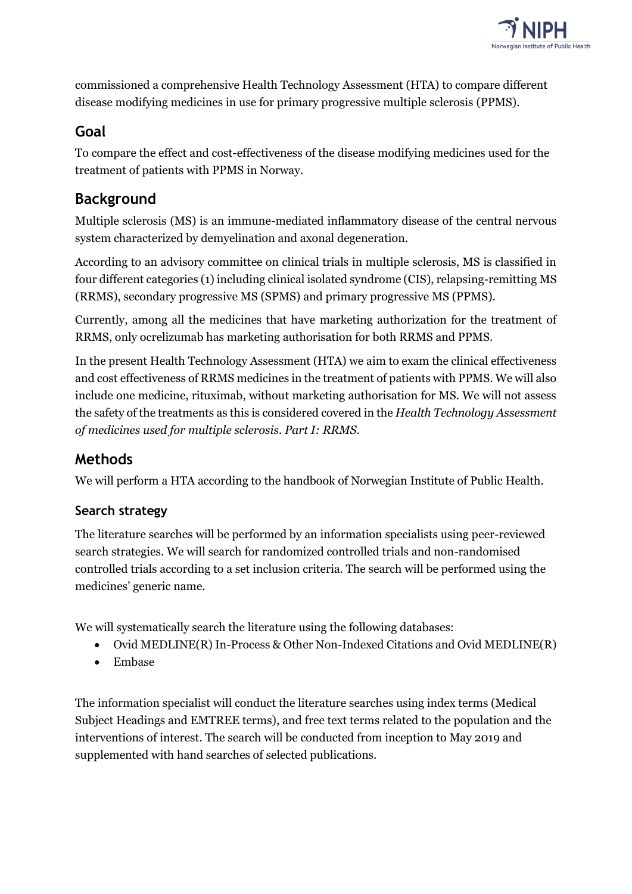commissioned a comprehensive Health Technology Assessment (HTA) to compare different disease modifying medicines in use for primary progressive multiple sclerosis (PPMS).

## Goal

To compare the effect and cost-effectiveness of the disease modifying medicines used for the treatment of patients with PPMS in Norway.

## Background

Multiple sclerosis (MS) is an immune-mediated inflammatory disease of the central nervous system characterized by demyelination and axonal degeneration.

According to an advisory committee on clinical trials in multiple sclerosis, MS is classified in four different categories (1) including clinical isolated syndrome (CIS), relapsing-remitting MS (RRMS), secondary progressive MS (SPMS) and primary progressive MS (PPMS).

Currently, among all the medicines that have marketing authorization for the treatment of RRMS, only ocrelizumab has marketing authorisation for both RRMS and PPMS.

In the present Health Technology Assessment (HTA) we aim to exam the clinical effectiveness and cost effectiveness of RRMS medicines in the treatment of patients with PPMS. We will also include one medicine, rituximab, without marketing authorisation for MS. We will not assess the safety of the treatments as this is considered covered in the *Health Technology Assessment of medicines used for multiple sclerosis. Part I: RRMS*.

## Methods

We will perform a HTA according to the handbook of Norwegian Institute of Public Health.

### Search strategy

The literature searches will be performed by an information specialists using peer-reviewed search strategies. We will search for randomized controlled trials and non-randomised controlled trials according to a set inclusion criteria. The search will be performed using the medicines' generic name.

We will systematically search the literature using the following databases:

- Ovid MEDLINE(R) In-Process & Other Non-Indexed Citations and Ovid MEDLINE(R)
- Embase

The information specialist will conduct the literature searches using index terms (Medical Subject Headings and EMTREE terms), and free text terms related to the population and the interventions of interest. The search will be conducted from inception to May 2019 and supplemented with hand searches of selected publications.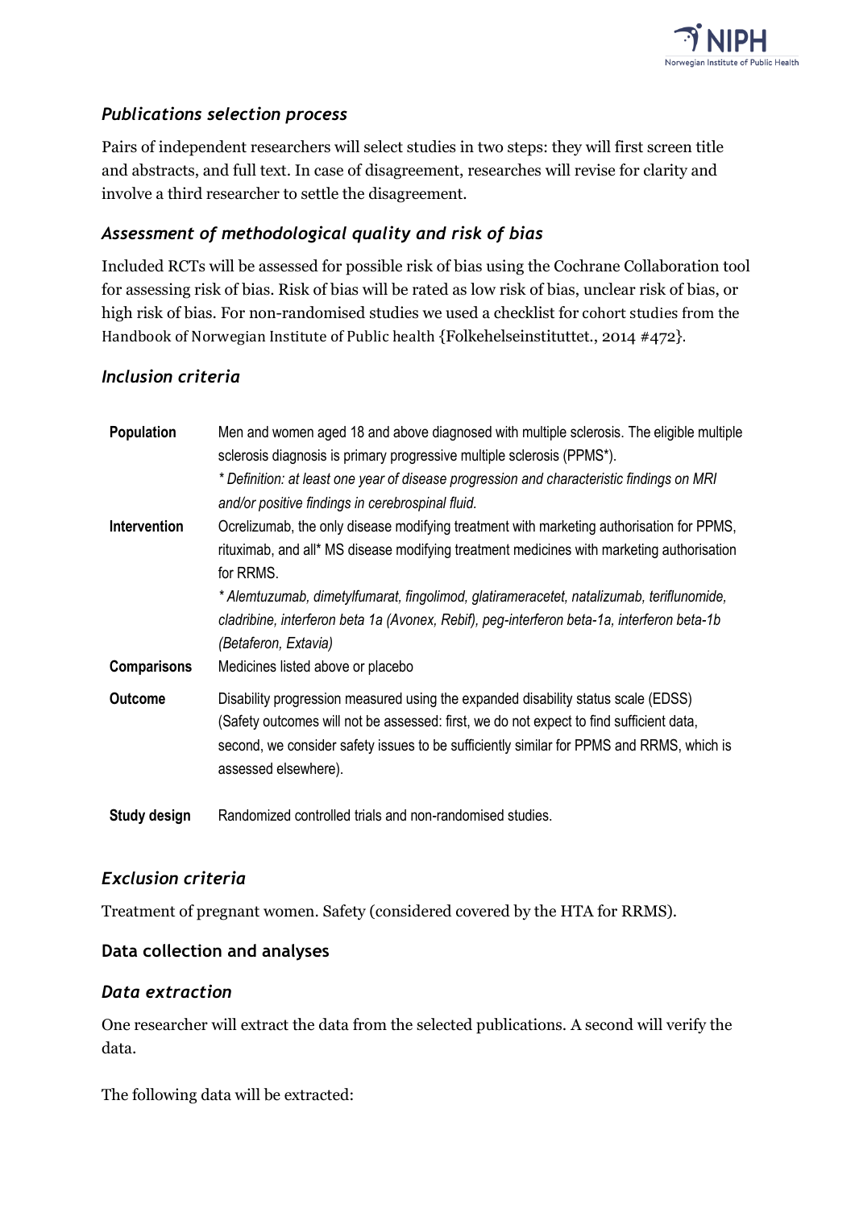### *Publications selection process*

Pairs of independent researchers will select studies in two steps: they will first screen title and abstracts, and full text. In case of disagreement, researches will revise for clarity and involve a third researcher to settle the disagreement.

### *Assessment of methodological quality and risk of bias*

Included RCTs will be assessed for possible risk of bias using the Cochrane Collaboration tool for assessing risk of bias. Risk of bias will be rated as low risk of bias, unclear risk of bias, or high risk of bias. For non-randomised studies we used a checklist for cohort studies from the Handbook of Norwegian Institute of Public health {Folkehelseinstituttet., 2014 #472}.

### *Inclusion criteria*

| | |
|---|---|
| **Population** | Men and women aged 18 and above diagnosed with multiple sclerosis. The eligible multiple sclerosis diagnosis is primary progressive multiple sclerosis (PPMS*).<br>*\* Definition: at least one year of disease progression and characteristic findings on MRI and/or positive findings in cerebrospinal fluid.* |
| **Intervention** | Ocrelizumab, the only disease modifying treatment with marketing authorisation for PPMS, rituximab, and all* MS disease modifying treatment medicines with marketing authorisation for RRMS.<br>*\* Alemtuzumab, dimetylfumarat, fingolimod, glatirameracetet, natalizumab, teriflunomide, cladribine, interferon beta 1a (Avonex, Rebif), peg-interferon beta-1a, interferon beta-1b (Betaferon, Extavia)* |
| **Comparisons** | Medicines listed above or placebo |
| **Outcome** | Disability progression measured using the expanded disability status scale (EDSS) (Safety outcomes will not be assessed: first, we do not expect to find sufficient data, second, we consider safety issues to be sufficiently similar for PPMS and RRMS, which is assessed elsewhere). |
| **Study design** | Randomized controlled trials and non-randomised studies. |

### *Exclusion criteria*

Treatment of pregnant women. Safety (considered covered by the HTA for RRMS).

## Data collection and analyses

### *Data extraction*

One researcher will extract the data from the selected publications. A second will verify the data.

The following data will be extracted: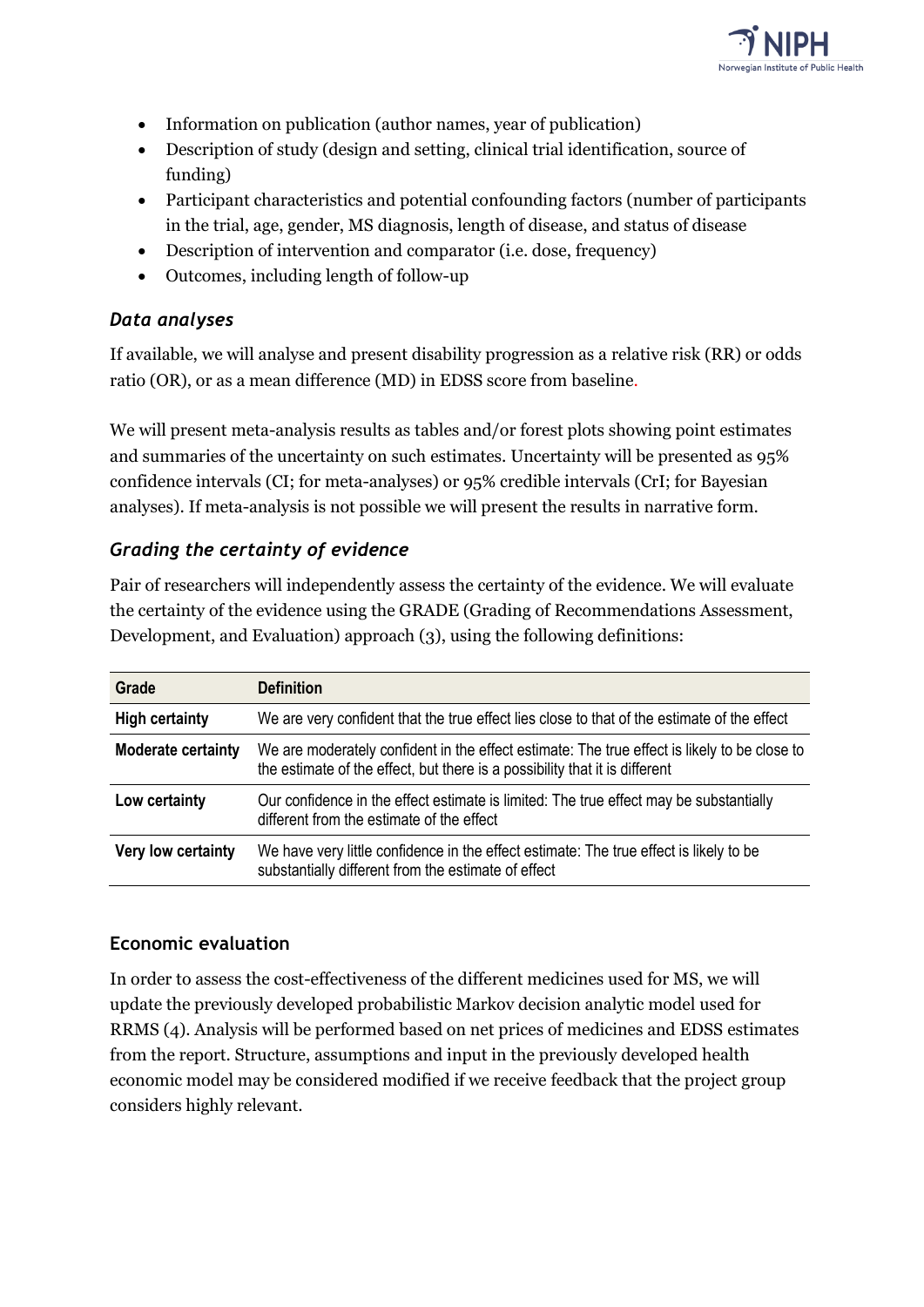- Information on publication (author names, year of publication)
- Description of study (design and setting, clinical trial identification, source of funding)
- Participant characteristics and potential confounding factors (number of participants in the trial, age, gender, MS diagnosis, length of disease, and status of disease
- Description of intervention and comparator (i.e. dose, frequency)
- Outcomes, including length of follow-up

### *Data analyses*

If available, we will analyse and present disability progression as a relative risk (RR) or odds ratio (OR), or as a mean difference (MD) in EDSS score from baseline.

We will present meta-analysis results as tables and/or forest plots showing point estimates and summaries of the uncertainty on such estimates. Uncertainty will be presented as 95% confidence intervals (CI; for meta-analyses) or 95% credible intervals (CrI; for Bayesian analyses). If meta-analysis is not possible we will present the results in narrative form.

### *Grading the certainty of evidence*

Pair of researchers will independently assess the certainty of the evidence. We will evaluate the certainty of the evidence using the GRADE (Grading of Recommendations Assessment, Development, and Evaluation) approach (3), using the following definitions:

| Grade | Definition |
|---|---|
| **High certainty** | We are very confident that the true effect lies close to that of the estimate of the effect |
| **Moderate certainty** | We are moderately confident in the effect estimate: The true effect is likely to be close to the estimate of the effect, but there is a possibility that it is different |
| **Low certainty** | Our confidence in the effect estimate is limited: The true effect may be substantially different from the estimate of the effect |
| **Very low certainty** | We have very little confidence in the effect estimate: The true effect is likely to be substantially different from the estimate of effect |

## Economic evaluation

In order to assess the cost-effectiveness of the different medicines used for MS, we will update the previously developed probabilistic Markov decision analytic model used for RRMS (4). Analysis will be performed based on net prices of medicines and EDSS estimates from the report. Structure, assumptions and input in the previously developed health economic model may be considered modified if we receive feedback that the project group considers highly relevant.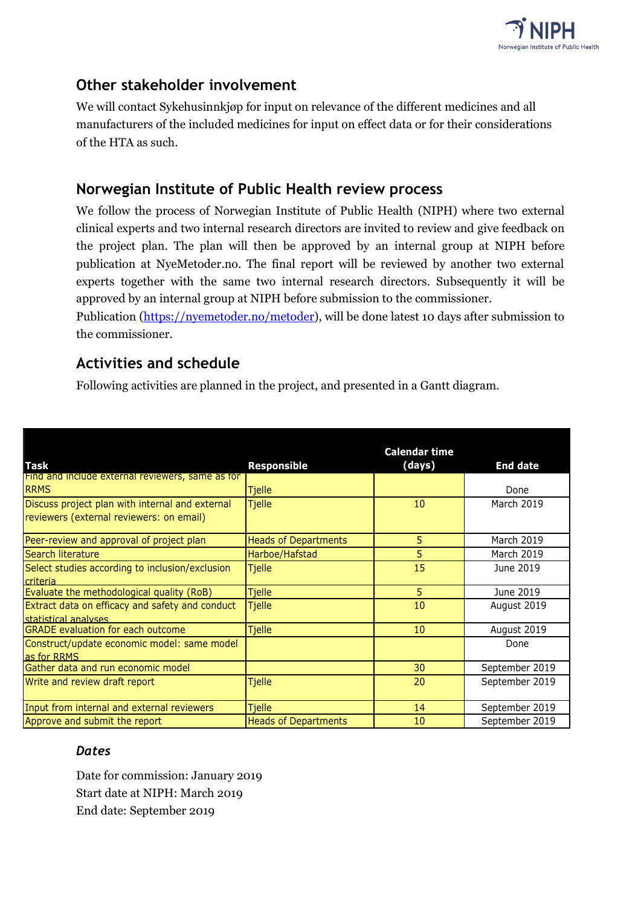## Other stakeholder involvement

We will contact Sykehusinnkjøp for input on relevance of the different medicines and all manufacturers of the included medicines for input on effect data or for their considerations of the HTA as such.

## Norwegian Institute of Public Health review process

We follow the process of Norwegian Institute of Public Health (NIPH) where two external clinical experts and two internal research directors are invited to review and give feedback on the project plan. The plan will then be approved by an internal group at NIPH before publication at NyeMetoder.no. The final report will be reviewed by another two external experts together with the same two internal research directors. Subsequently it will be approved by an internal group at NIPH before submission to the commissioner.

Publication (https://nyemetoder.no/metoder), will be done latest 10 days after submission to the commissioner.

## Activities and schedule

Following activities are planned in the project, and presented in a Gantt diagram.

| Task | Responsible | Calendar time (days) | End date |
|---|---|---|---|
| Find and include external reviewers, same as for RRMS | Tjelle | | Done |
| Discuss project plan with internal and external reviewers (external reviewers: on email) | Tjelle | 10 | March 2019 |
| Peer-review and approval of project plan | Heads of Departments | 5 | March 2019 |
| Search literature | Harboe/Hafstad | 5 | March 2019 |
| Select studies according to inclusion/exclusion criteria | Tjelle | 15 | June 2019 |
| Evaluate the methodological quality (RoB) | Tjelle | 5 | June 2019 |
| Extract data on efficacy and safety and conduct statistical analyses | Tjelle | 10 | August 2019 |
| GRADE evaluation for each outcome | Tjelle | 10 | August 2019 |
| Construct/update economic model: same model as for RRMS | | | Done |
| Gather data and run economic model | | 30 | September 2019 |
| Write and review draft report | Tjelle | 20 | September 2019 |
| Input from internal and external reviewers | Tjelle | 14 | September 2019 |
| Approve and submit the report | Heads of Departments | 10 | September 2019 |

### *Dates*

Date for commission: January 2019

Start date at NIPH: March 2019

End date: September 2019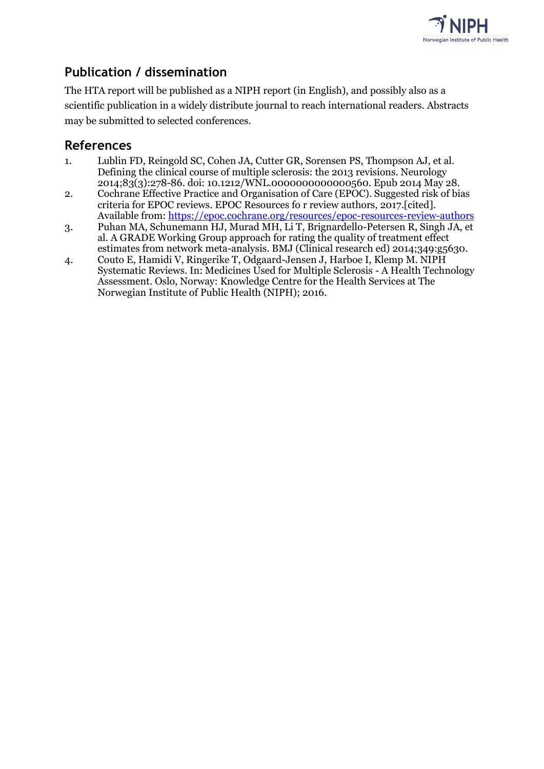## Publication / dissemination

The HTA report will be published as a NIPH report (in English), and possibly also as a scientific publication in a widely distribute journal to reach international readers. Abstracts may be submitted to selected conferences.

## References

1. Lublin FD, Reingold SC, Cohen JA, Cutter GR, Sorensen PS, Thompson AJ, et al. Defining the clinical course of multiple sclerosis: the 2013 revisions. Neurology 2014;83(3):278-86. doi: 10.1212/WNL.0000000000000560. Epub 2014 May 28.
2. Cochrane Effective Practice and Organisation of Care (EPOC). Suggested risk of bias criteria for EPOC reviews. EPOC Resources fo r review authors, 2017.[cited]. Available from: https://epoc.cochrane.org/resources/epoc-resources-review-authors
3. Puhan MA, Schunemann HJ, Murad MH, Li T, Brignardello-Petersen R, Singh JA, et al. A GRADE Working Group approach for rating the quality of treatment effect estimates from network meta-analysis. BMJ (Clinical research ed) 2014;349:g5630.
4. Couto E, Hamidi V, Ringerike T, Odgaard-Jensen J, Harboe I, Klemp M. NIPH Systematic Reviews. In: Medicines Used for Multiple Sclerosis - A Health Technology Assessment. Oslo, Norway: Knowledge Centre for the Health Services at The Norwegian Institute of Public Health (NIPH); 2016.